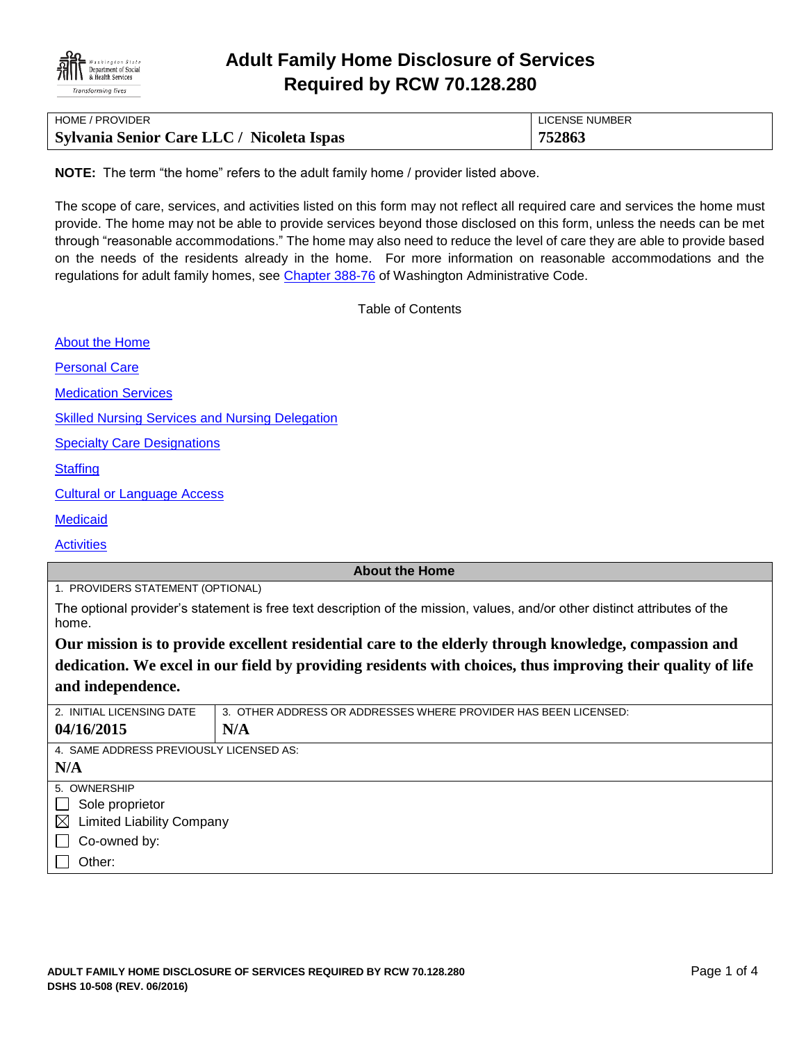# Adult Family Home Disclosure of Services Required by RCW 70.128.280

| HOME / PROVIDER | LICENSE NUMBER |
|---|---|
| **Sylvania Senior Care LLC / Nicoleta Ispas** | **752863** |

**NOTE:** The term "the home" refers to the adult family home / provider listed above.

The scope of care, services, and activities listed on this form may not reflect all required care and services the home must provide. The home may not be able to provide services beyond those disclosed on this form, unless the needs can be met through "reasonable accommodations." The home may also need to reduce the level of care they are able to provide based on the needs of the residents already in the home. For more information on reasonable accommodations and the regulations for adult family homes, see Chapter 388-76 of Washington Administrative Code.

Table of Contents

About the Home

Personal Care

Medication Services

Skilled Nursing Services and Nursing Delegation

Specialty Care Designations

Staffing

Cultural or Language Access

Medicaid

Activities

## About the Home

1. PROVIDERS STATEMENT (OPTIONAL)

The optional provider's statement is free text description of the mission, values, and/or other distinct attributes of the home.

**Our mission is to provide excellent residential care to the elderly through knowledge, compassion and dedication. We excel in our field by providing residents with choices, thus improving their quality of life and independence.**

| 2. INITIAL LICENSING DATE | 3. OTHER ADDRESS OR ADDRESSES WHERE PROVIDER HAS BEEN LICENSED: |
|---|---|
| **04/16/2015** | **N/A** |

4. SAME ADDRESS PREVIOUSLY LICENSED AS:

**N/A**

5. OWNERSHIP

- ☐ Sole proprietor
- ☒ Limited Liability Company
- ☐ Co-owned by:
- ☐ Other: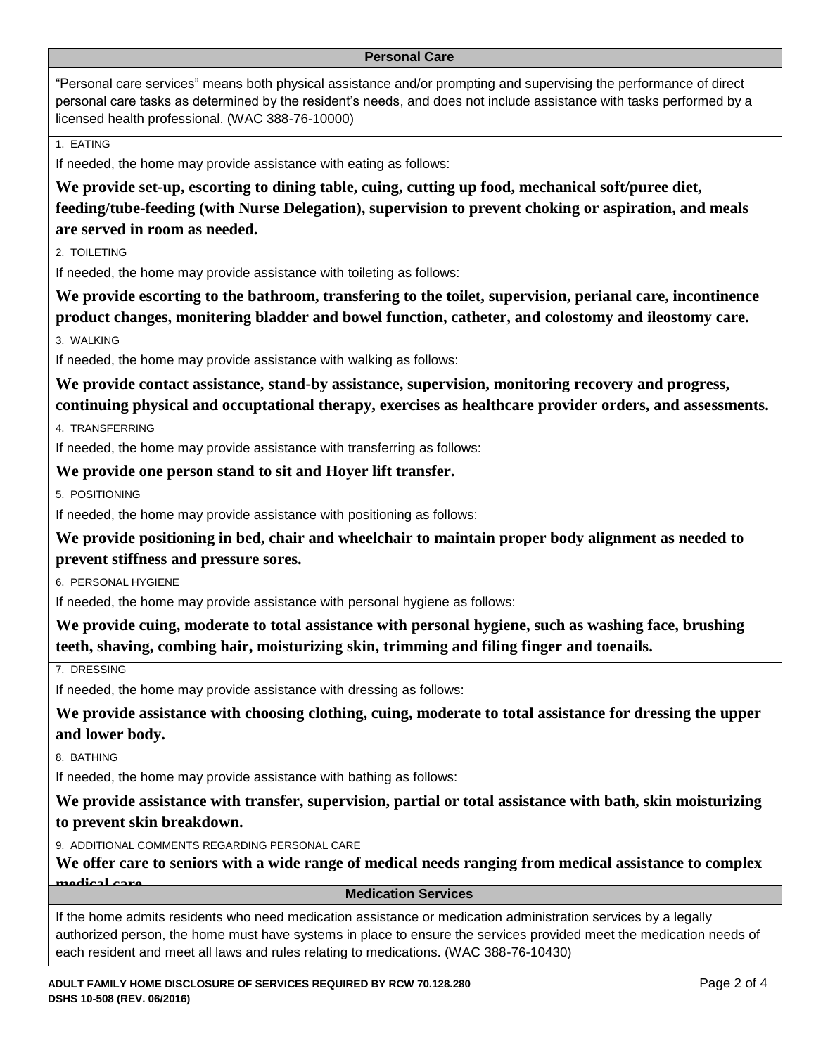## Personal Care

"Personal care services" means both physical assistance and/or prompting and supervising the performance of direct personal care tasks as determined by the resident's needs, and does not include assistance with tasks performed by a licensed health professional. (WAC 388-76-10000)

1. EATING

If needed, the home may provide assistance with eating as follows:

**We provide set-up, escorting to dining table, cuing, cutting up food, mechanical soft/puree diet, feeding/tube-feeding (with Nurse Delegation), supervision to prevent choking or aspiration, and meals are served in room as needed.**

2. TOILETING

If needed, the home may provide assistance with toileting as follows:

**We provide escorting to the bathroom, transfering to the toilet, supervision, perianal care, incontinence product changes, monitering bladder and bowel function, catheter, and colostomy and ileostomy care.**

3. WALKING

If needed, the home may provide assistance with walking as follows:

**We provide contact assistance, stand-by assistance, supervision, monitoring recovery and progress, continuing physical and occuptational therapy, exercises as healthcare provider orders, and assessments.**

4. TRANSFERRING

If needed, the home may provide assistance with transferring as follows:

**We provide one person stand to sit and Hoyer lift transfer.**

5. POSITIONING

If needed, the home may provide assistance with positioning as follows:

**We provide positioning in bed, chair and wheelchair to maintain proper body alignment as needed to prevent stiffness and pressure sores.**

6. PERSONAL HYGIENE

If needed, the home may provide assistance with personal hygiene as follows:

**We provide cuing, moderate to total assistance with personal hygiene, such as washing face, brushing teeth, shaving, combing hair, moisturizing skin, trimming and filing finger and toenails.**

7. DRESSING

If needed, the home may provide assistance with dressing as follows:

**We provide assistance with choosing clothing, cuing, moderate to total assistance for dressing the upper and lower body.**

8. BATHING

If needed, the home may provide assistance with bathing as follows:

**We provide assistance with transfer, supervision, partial or total assistance with bath, skin moisturizing to prevent skin breakdown.**

9. ADDITIONAL COMMENTS REGARDING PERSONAL CARE

**We offer care to seniors with a wide range of medical needs ranging from medical assistance to complex medical care.**

## Medication Services

If the home admits residents who need medication assistance or medication administration services by a legally authorized person, the home must have systems in place to ensure the services provided meet the medication needs of each resident and meet all laws and rules relating to medications. (WAC 388-76-10430)

ADULT FAMILY HOME DISCLOSURE OF SERVICES REQUIRED BY RCW 70.128.280
DSHS 10-508 (REV. 06/2016)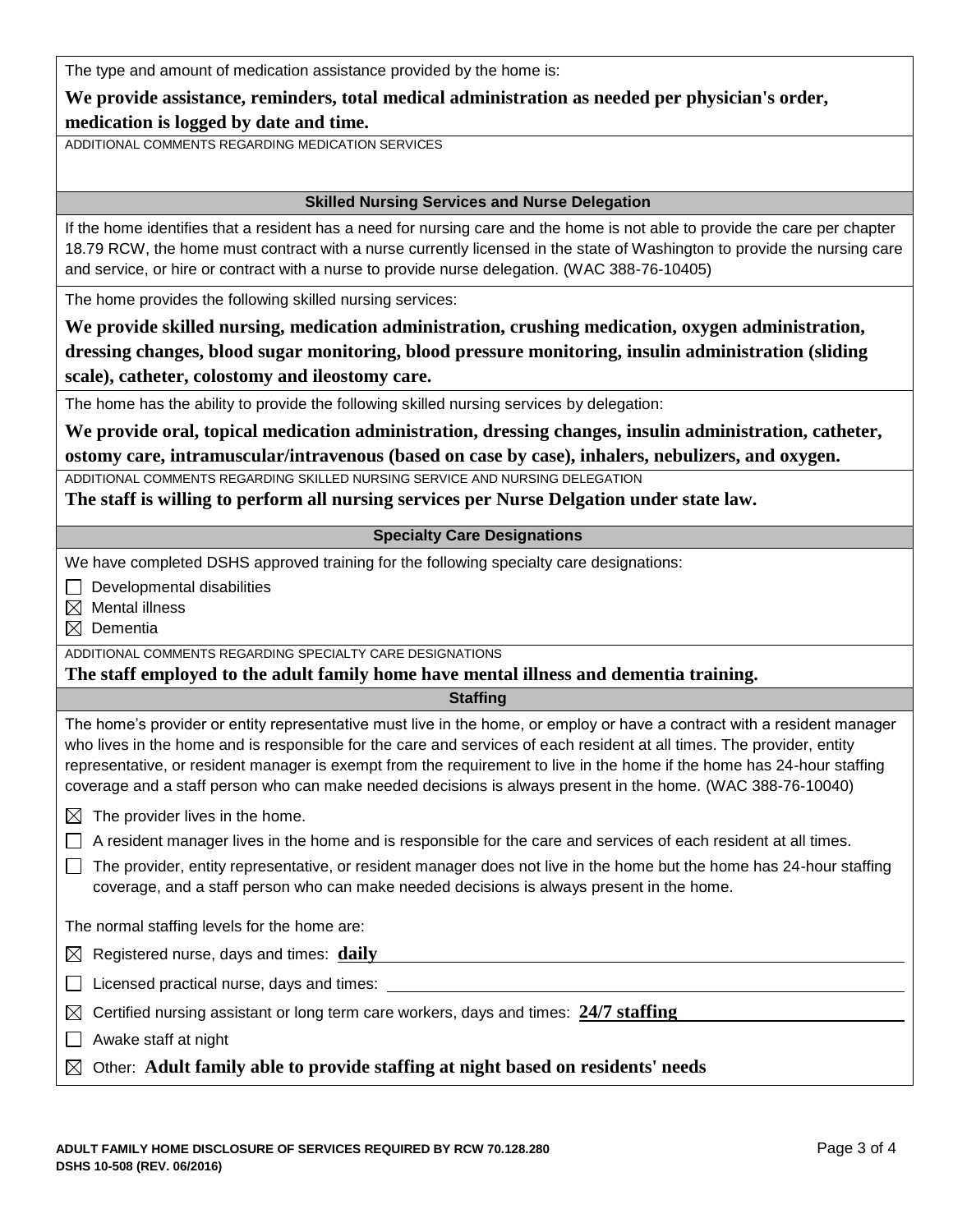The type and amount of medication assistance provided by the home is:

**We provide assistance, reminders, total medical administration as needed per physician's order, medication is logged by date and time.**

ADDITIONAL COMMENTS REGARDING MEDICATION SERVICES

## Skilled Nursing Services and Nurse Delegation

If the home identifies that a resident has a need for nursing care and the home is not able to provide the care per chapter 18.79 RCW, the home must contract with a nurse currently licensed in the state of Washington to provide the nursing care and service, or hire or contract with a nurse to provide nurse delegation. (WAC 388-76-10405)

The home provides the following skilled nursing services:

**We provide skilled nursing, medication administration, crushing medication, oxygen administration, dressing changes, blood sugar monitoring, blood pressure monitoring, insulin administration (sliding scale), catheter, colostomy and ileostomy care.**

The home has the ability to provide the following skilled nursing services by delegation:

**We provide oral, topical medication administration, dressing changes, insulin administration, catheter, ostomy care, intramuscular/intravenous (based on case by case), inhalers, nebulizers, and oxygen.**

ADDITIONAL COMMENTS REGARDING SKILLED NURSING SERVICE AND NURSING DELEGATION

**The staff is willing to perform all nursing services per Nurse Delgation under state law.**

## Specialty Care Designations

We have completed DSHS approved training for the following specialty care designations:

- ☐ Developmental disabilities
- ☒ Mental illness
- ☒ Dementia

ADDITIONAL COMMENTS REGARDING SPECIALTY CARE DESIGNATIONS

**The staff employed to the adult family home have mental illness and dementia training.**

## Staffing

The home's provider or entity representative must live in the home, or employ or have a contract with a resident manager who lives in the home and is responsible for the care and services of each resident at all times. The provider, entity representative, or resident manager is exempt from the requirement to live in the home if the home has 24-hour staffing coverage and a staff person who can make needed decisions is always present in the home. (WAC 388-76-10040)

- ☒ The provider lives in the home.
- ☐ A resident manager lives in the home and is responsible for the care and services of each resident at all times.
- ☐ The provider, entity representative, or resident manager does not live in the home but the home has 24-hour staffing coverage, and a staff person who can make needed decisions is always present in the home.

The normal staffing levels for the home are:

- ☒ Registered nurse, days and times: **daily**
- ☐ Licensed practical nurse, days and times:
- ☒ Certified nursing assistant or long term care workers, days and times: **24/7 staffing**
- ☐ Awake staff at night
- ☒ Other: **Adult family able to provide staffing at night based on residents' needs**

ADULT FAMILY HOME DISCLOSURE OF SERVICES REQUIRED BY RCW 70.128.280
DSHS 10-508 (REV. 06/2016)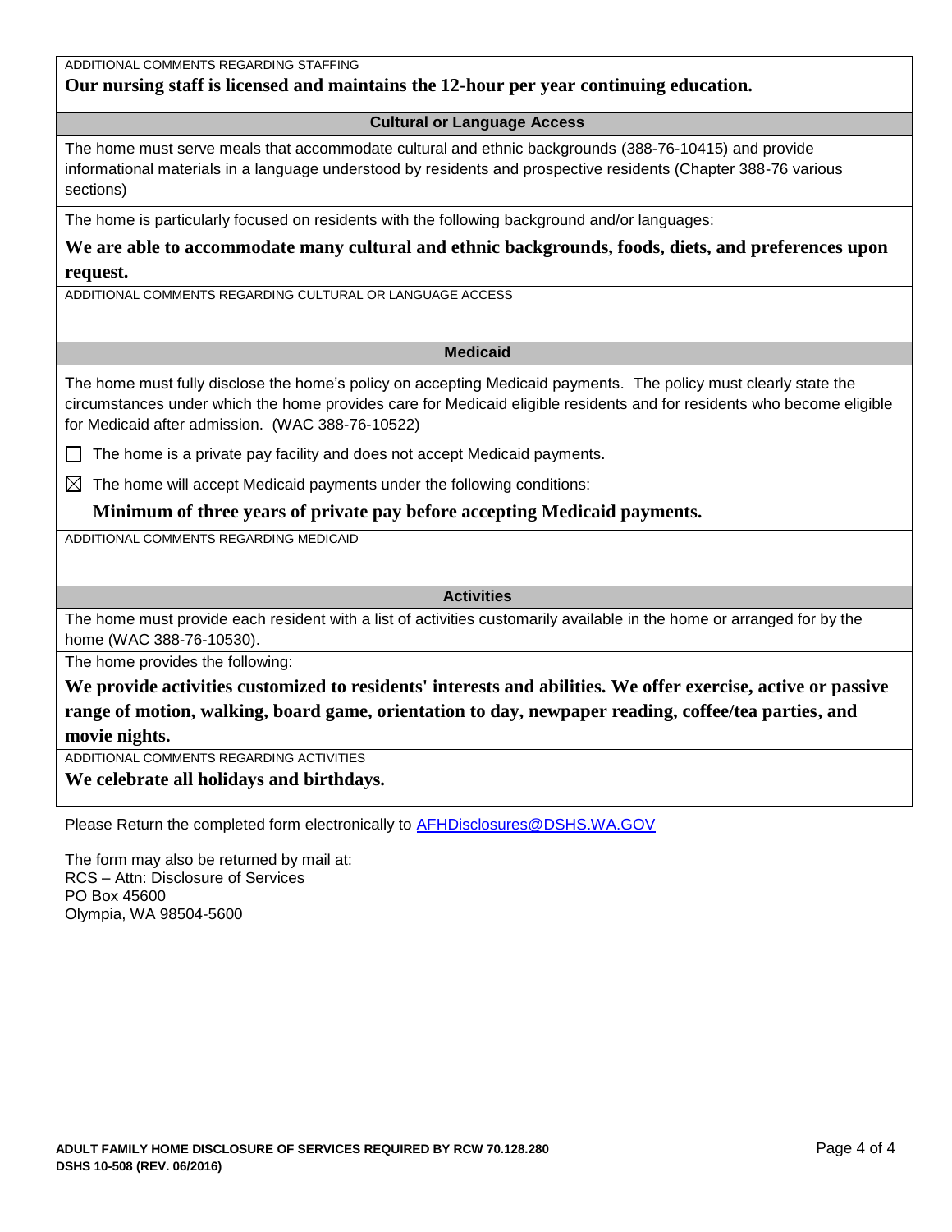ADDITIONAL COMMENTS REGARDING STAFFING

**Our nursing staff is licensed and maintains the 12-hour per year continuing education.**

## Cultural or Language Access

The home must serve meals that accommodate cultural and ethnic backgrounds (388-76-10415) and provide informational materials in a language understood by residents and prospective residents (Chapter 388-76 various sections)

The home is particularly focused on residents with the following background and/or languages:

**We are able to accommodate many cultural and ethnic backgrounds, foods, diets, and preferences upon request.**

ADDITIONAL COMMENTS REGARDING CULTURAL OR LANGUAGE ACCESS

## Medicaid

The home must fully disclose the home's policy on accepting Medicaid payments. The policy must clearly state the circumstances under which the home provides care for Medicaid eligible residents and for residents who become eligible for Medicaid after admission. (WAC 388-76-10522)

☐ The home is a private pay facility and does not accept Medicaid payments.

☒ The home will accept Medicaid payments under the following conditions:

**Minimum of three years of private pay before accepting Medicaid payments.**

ADDITIONAL COMMENTS REGARDING MEDICAID

## Activities

The home must provide each resident with a list of activities customarily available in the home or arranged for by the home (WAC 388-76-10530).

The home provides the following:

**We provide activities customized to residents' interests and abilities. We offer exercise, active or passive range of motion, walking, board game, orientation to day, newpaper reading, coffee/tea parties, and movie nights.**

ADDITIONAL COMMENTS REGARDING ACTIVITIES

**We celebrate all holidays and birthdays.**

Please Return the completed form electronically to AFHDisclosures@DSHS.WA.GOV

The form may also be returned by mail at:
RCS – Attn: Disclosure of Services
PO Box 45600
Olympia, WA 98504-5600

**ADULT FAMILY HOME DISCLOSURE OF SERVICES REQUIRED BY RCW 70.128.280**
**DSHS 10-508 (REV. 06/2016)**